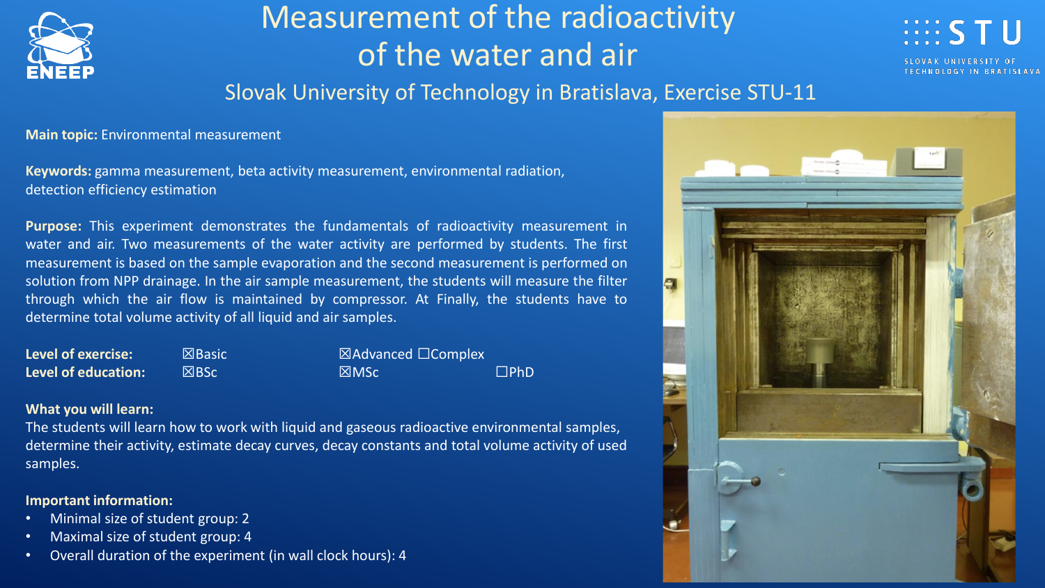# Measurement of the radioactivity of the water and air

## Slovak University of Technology in Bratislava, Exercise STU-11

**Main topic:** Environmental measurement

**Keywords:** gamma measurement, beta activity measurement, environmental radiation, detection efficiency estimation

**Purpose:** This experiment demonstrates the fundamentals of radioactivity measurement in water and air. Two measurements of the water activity are performed by students. The first measurement is based on the sample evaporation and the second measurement is performed on solution from NPP drainage. In the air sample measurement, the students will measure the filter through which the air flow is maintained by compressor. At Finally, the students have to determine total volume activity of all liquid and air samples.

| | | | |
|---|---|---|---|
| **Level of exercise:** | ☒Basic | ☒Advanced | ☐Complex |
| **Level of education:** | ☒BSc | ☒MSc | ☐PhD |

**What you will learn:**

The students will learn how to work with liquid and gaseous radioactive environmental samples, determine their activity, estimate decay curves, decay constants and total volume activity of used samples.

**Important information:**

- Minimal size of student group: 2
- Maximal size of student group: 4
- Overall duration of the experiment (in wall clock hours): 4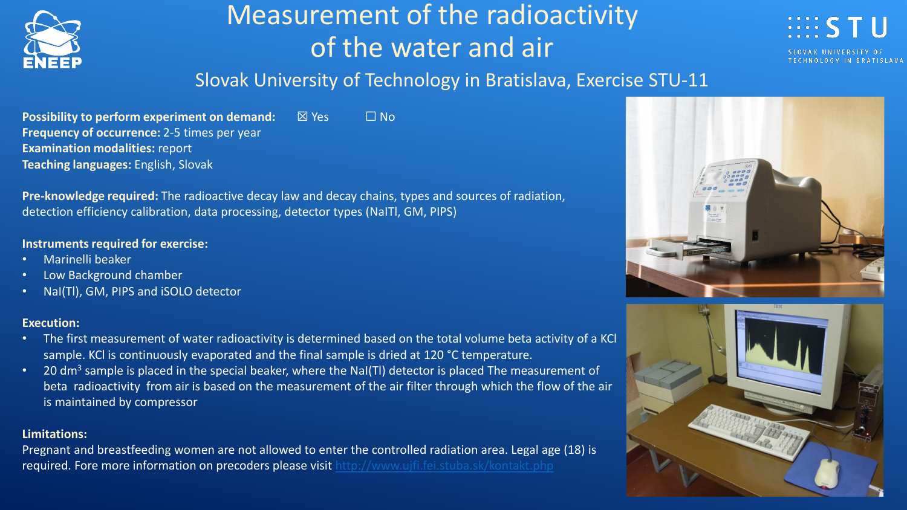# Measurement of the radioactivity of the water and air

## Slovak University of Technology in Bratislava, Exercise STU-11

**Possibility to perform experiment on demand:** ☒ Yes ☐ No
**Frequency of occurrence:** 2-5 times per year
**Examination modalities:** report
**Teaching languages:** English, Slovak

**Pre-knowledge required:** The radioactive decay law and decay chains, types and sources of radiation, detection efficiency calibration, data processing, detector types (NaITl, GM, PIPS)

**Instruments required for exercise:**

- Marinelli beaker
- Low Background chamber
- NaI(Tl), GM, PIPS and iSOLO detector

**Execution:**

- The first measurement of water radioactivity is determined based on the total volume beta activity of a KCl sample. KCl is continuously evaporated and the final sample is dried at 120 °C temperature.
- 20 $dm^3$ sample is placed in the special beaker, where the NaI(Tl) detector is placed The measurement of beta radioactivity from air is based on the measurement of the air filter through which the flow of the air is maintained by compressor

**Limitations:**

Pregnant and breastfeeding women are not allowed to enter the controlled radiation area. Legal age (18) is required. Fore more information on precoders please visit http://www.ujfi.fei.stuba.sk/kontakt.php